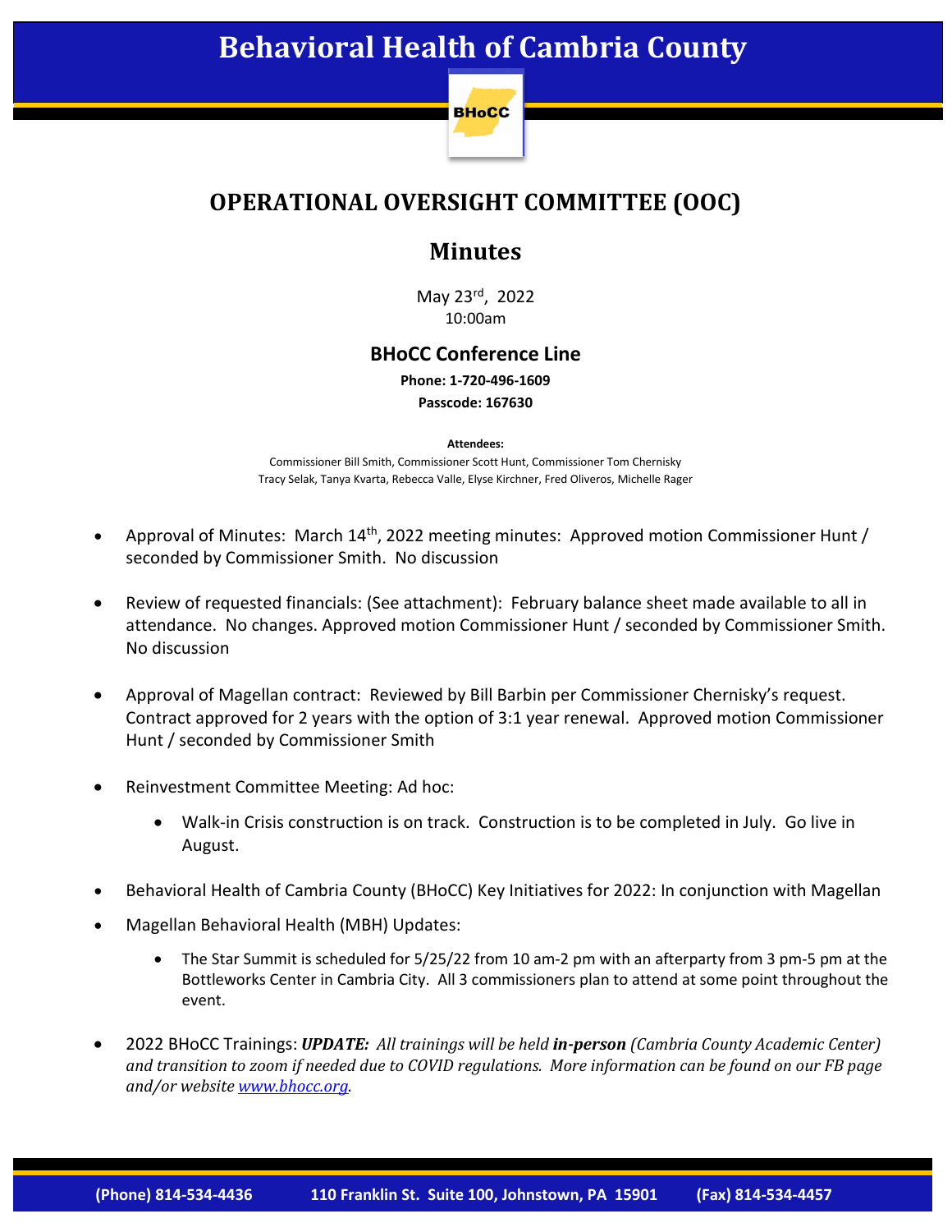# Behavioral Health of Cambria County

BHoCC

## OPERATIONAL OVERSIGHT COMMITTEE (OOC)

## Minutes

May 23rd, 2022
10:00am

### BHoCC Conference Line

**Phone: 1-720-496-1609**
**Passcode: 167630**

**Attendees:**
Commissioner Bill Smith, Commissioner Scott Hunt, Commissioner Tom Chernisky
Tracy Selak, Tanya Kvarta, Rebecca Valle, Elyse Kirchner, Fred Oliveros, Michelle Rager

- Approval of Minutes: March 14th, 2022 meeting minutes: Approved motion Commissioner Hunt / seconded by Commissioner Smith. No discussion
- Review of requested financials: (See attachment): February balance sheet made available to all in attendance. No changes. Approved motion Commissioner Hunt / seconded by Commissioner Smith. No discussion
- Approval of Magellan contract: Reviewed by Bill Barbin per Commissioner Chernisky's request. Contract approved for 2 years with the option of 3:1 year renewal. Approved motion Commissioner Hunt / seconded by Commissioner Smith
- Reinvestment Committee Meeting: Ad hoc:
  - Walk-in Crisis construction is on track. Construction is to be completed in July. Go live in August.
- Behavioral Health of Cambria County (BHoCC) Key Initiatives for 2022: In conjunction with Magellan
- Magellan Behavioral Health (MBH) Updates:
  - The Star Summit is scheduled for 5/25/22 from 10 am-2 pm with an afterparty from 3 pm-5 pm at the Bottleworks Center in Cambria City. All 3 commissioners plan to attend at some point throughout the event.
- 2022 BHoCC Trainings: ***UPDATE:*** *All trainings will be held* ***in-person*** *(Cambria County Academic Center) and transition to zoom if needed due to COVID regulations. More information can be found on our FB page and/or website [www.bhocc.org](http://www.bhocc.org).*

(Phone) 814-534-4436 110 Franklin St. Suite 100, Johnstown, PA 15901 (Fax) 814-534-4457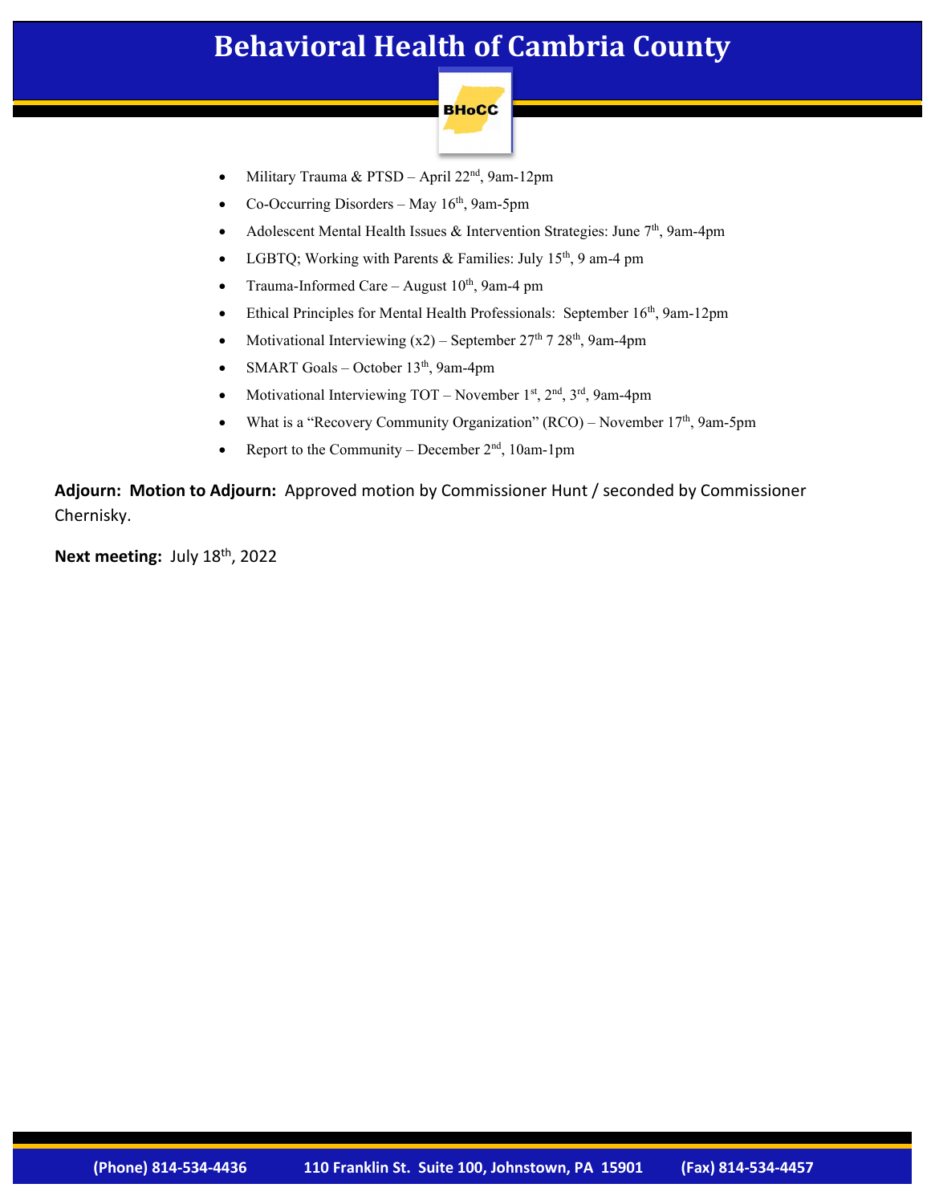- Military Trauma & PTSD – April 22nd, 9am-12pm
- Co-Occurring Disorders – May 16th, 9am-5pm
- Adolescent Mental Health Issues & Intervention Strategies: June 7th, 9am-4pm
- LGBTQ; Working with Parents & Families: July 15th, 9 am-4 pm
- Trauma-Informed Care – August 10th, 9am-4 pm
- Ethical Principles for Mental Health Professionals: September 16th, 9am-12pm
- Motivational Interviewing (x2) – September 27th 7 28th, 9am-4pm
- SMART Goals – October 13th, 9am-4pm
- Motivational Interviewing TOT – November 1st, 2nd, 3rd, 9am-4pm
- What is a "Recovery Community Organization" (RCO) – November 17th, 9am-5pm
- Report to the Community – December 2nd, 10am-1pm

**Adjourn: Motion to Adjourn:** Approved motion by Commissioner Hunt / seconded by Commissioner Chernisky.

**Next meeting:** July 18th, 2022